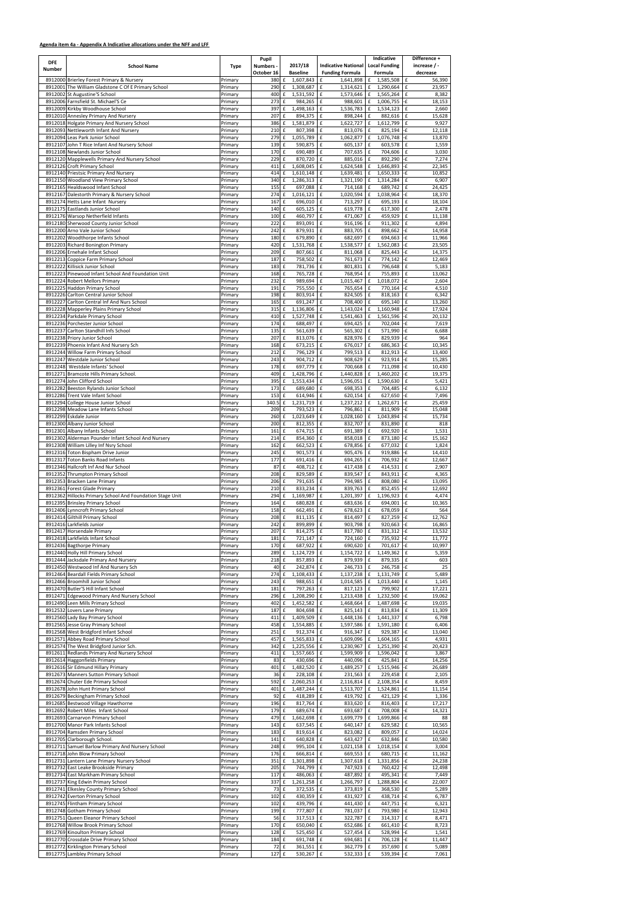**Agenda item 4a - Appendix A Indicative allocations under the NFF and LFF**

| DFE Number | School Name | Type | Pupil Numbers - October 16 | 2017/18 Baseline | Indicative National Funding Formula | Indicative Local Funding Formula | Difference + increase / - decrease |
|---|---|---|---|---|---|---|---|
| 8912000 | Brierley Forest Primary & Nursery | Primary | 380 | £ 1,607,843 | £ 1,641,898 | £ 1,585,508 | £ 56,390 |
| 8912001 | The William Gladstone C Of E Primary School | Primary | 290 | £ 1,308,687 | £ 1,314,621 | £ 1,290,664 | £ 23,957 |
| 8912002 | St Augustine'S School | Primary | 400 | £ 1,531,592 | £ 1,573,646 | £ 1,565,264 | £ 8,382 |
| 8912006 | Farnsfield St. Michael'S Ce | Primary | 273 | £ 984,265 | £ 988,601 | £ 1,006,755 | -£ 18,153 |
| 8912009 | Kirkby Woodhouse School | Primary | 397 | £ 1,498,163 | £ 1,536,783 | £ 1,534,123 | £ 2,660 |
| 8912010 | Annesley Primary And Nursery | Primary | 207 | £ 894,375 | £ 898,244 | £ 882,616 | £ 15,628 |
| 8912018 | Holgate Primary And Nursery School | Primary | 386 | £ 1,581,879 | £ 1,622,727 | £ 1,612,799 | £ 9,927 |
| 8912093 | Nettleworth Infant And Nursery | Primary | 210 | £ 807,398 | £ 813,076 | £ 825,194 | -£ 12,118 |
| 8912094 | Leas Park Junior School | Primary | 279 | £ 1,055,789 | £ 1,062,877 | £ 1,076,748 | -£ 13,870 |
| 8912107 | John T Rice Infant And Nursery School | Primary | 139 | £ 590,875 | £ 605,137 | £ 603,578 | £ 1,559 |
| 8912108 | Newlands Junior School | Primary | 170 | £ 690,489 | £ 707,635 | £ 704,606 | £ 3,030 |
| 8912120 | Mapplewells Primary And Nursery School | Primary | 229 | £ 870,720 | £ 885,016 | £ 892,290 | -£ 7,274 |
| 8912126 | Croft Primary School | Primary | 411 | £ 1,608,045 | £ 1,624,548 | £ 1,646,893 | -£ 22,345 |
| 8912140 | Priestsic Primary And Nursery | Primary | 414 | £ 1,610,148 | £ 1,639,481 | £ 1,650,333 | -£ 10,852 |
| 8912150 | Woodland View Primary School | Primary | 340 | £ 1,286,313 | £ 1,321,190 | £ 1,314,284 | £ 6,907 |
| 8912165 | Healdswood Infant School | Primary | 155 | £ 697,088 | £ 714,168 | £ 689,742 | £ 24,425 |
| 8912167 | Dalestorth Primary & Nursery School | Primary | 274 | £ 1,016,121 | £ 1,020,594 | £ 1,038,964 | -£ 18,370 |
| 8912174 | Hetts Lane Infant Nursery | Primary | 167 | £ 696,010 | £ 713,297 | £ 695,193 | £ 18,104 |
| 8912175 | Eastlands Junior School | Primary | 140 | £ 605,125 | £ 619,778 | £ 617,300 | £ 2,478 |
| 8912176 | Warsop Netherfield Infants | Primary | 100 | £ 460,797 | £ 471,067 | £ 459,929 | £ 11,138 |
| 8912180 | Sherwood County Junior School | Primary | 222 | £ 893,091 | £ 916,196 | £ 911,302 | £ 4,894 |
| 8912200 | Arno Vale Junior School | Primary | 242 | £ 879,931 | £ 883,705 | £ 898,662 | -£ 14,958 |
| 8912202 | Woodthorpe Infants School | Primary | 180 | £ 679,890 | £ 682,697 | £ 694,663 | -£ 11,966 |
| 8912203 | Richard Bonington Primary | Primary | 420 | £ 1,531,768 | £ 1,538,577 | £ 1,562,083 | -£ 23,505 |
| 8912206 | Ernehale Infant School | Primary | 209 | £ 807,661 | £ 811,068 | £ 825,443 | -£ 14,375 |
| 8912213 | Coppice Farm Primary School | Primary | 187 | £ 758,502 | £ 761,673 | £ 774,142 | -£ 12,469 |
| 8912222 | Killisick Junior School | Primary | 183 | £ 781,736 | £ 801,831 | £ 796,648 | £ 5,183 |
| 8912223 | Pinewood Infant School And Foundation Unit | Primary | 168 | £ 765,728 | £ 768,954 | £ 755,893 | £ 13,062 |
| 8912224 | Robert Mellors Primary | Primary | 232 | £ 989,694 | £ 1,015,467 | £ 1,018,072 | -£ 2,604 |
| 8912225 | Haddon Primary School | Primary | 191 | £ 755,550 | £ 765,654 | £ 770,164 | -£ 4,510 |
| 8912226 | Carlton Central Junior School | Primary | 198 | £ 803,914 | £ 824,505 | £ 818,163 | £ 6,342 |
| 8912227 | Carlton Central Inf And Nurs School | Primary | 165 | £ 691,247 | £ 708,400 | £ 695,140 | £ 13,260 |
| 8912228 | Mapperley Plains Primary School | Primary | 315 | £ 1,136,806 | £ 1,143,024 | £ 1,160,948 | -£ 17,924 |
| 8912234 | Parkdale Primary School | Primary | 410 | £ 1,527,748 | £ 1,541,463 | £ 1,561,596 | -£ 20,132 |
| 8912236 | Porchester Junior School | Primary | 174 | £ 688,497 | £ 694,425 | £ 702,044 | -£ 7,619 |
| 8912237 | Carlton Standhill Infs School | Primary | 135 | £ 561,639 | £ 565,302 | £ 571,990 | -£ 6,688 |
| 8912238 | Priory Junior School | Primary | 207 | £ 813,076 | £ 828,976 | £ 829,939 | -£ 964 |
| 8912239 | Phoenix Infant And Nursery Sch | Primary | 168 | £ 673,215 | £ 676,017 | £ 686,363 | -£ 10,345 |
| 8912244 | Willow Farm Primary School | Primary | 212 | £ 796,129 | £ 799,513 | £ 812,913 | -£ 13,400 |
| 8912247 | Westdale Junior School | Primary | 243 | £ 904,712 | £ 908,629 | £ 923,914 | -£ 15,285 |
| 8912248 | Westdale Infants' School | Primary | 178 | £ 697,779 | £ 700,668 | £ 711,098 | -£ 10,430 |
| 8912271 | Bramcote Hills Primary School. | Primary | 409 | £ 1,428,796 | £ 1,440,828 | £ 1,460,202 | -£ 19,375 |
| 8912274 | John Clifford School | Primary | 395 | £ 1,553,434 | £ 1,596,051 | £ 1,590,630 | £ 5,421 |
| 8912282 | Beeston Rylands Junior School | Primary | 173 | £ 689,680 | £ 698,353 | £ 704,485 | -£ 6,132 |
| 8912286 | Trent Vale Infant School | Primary | 153 | £ 614,946 | £ 620,154 | £ 627,650 | -£ 7,496 |
| 8912294 | College House Junior School | Primary | 340.5 | £ 1,231,719 | £ 1,237,212 | £ 1,262,671 | -£ 25,459 |
| 8912298 | Meadow Lane Infants School | Primary | 209 | £ 793,523 | £ 796,861 | £ 811,909 | -£ 15,048 |
| 8912299 | Eskdale Junior | Primary | 260 | £ 1,023,649 | £ 1,028,160 | £ 1,043,894 | -£ 15,734 |
| 8912300 | Albany Junior School | Primary | 200 | £ 812,355 | £ 832,707 | £ 831,890 | £ 818 |
| 8912301 | Albany Infants School | Primary | 161 | £ 674,715 | £ 691,389 | £ 692,920 | -£ 1,531 |
| 8912302 | Alderman Pounder Infant School And Nursery | Primary | 214 | £ 854,360 | £ 858,018 | £ 873,180 | -£ 15,162 |
| 8912308 | William Lilley Inf Nsry School | Primary | 162 | £ 662,523 | £ 678,856 | £ 677,032 | £ 1,824 |
| 8912316 | Toton Bispham Drive Junior | Primary | 245 | £ 901,573 | £ 905,476 | £ 919,886 | -£ 14,410 |
| 8912317 | Toton Banks Road Infants | Primary | 177 | £ 691,416 | £ 694,265 | £ 706,932 | -£ 12,667 |
| 8912346 | Hallcroft Inf And Nur School | Primary | 87 | £ 408,712 | £ 417,438 | £ 414,531 | £ 2,907 |
| 8912352 | Thrumpton Primary School | Primary | 208 | £ 829,589 | £ 839,547 | £ 843,911 | -£ 4,365 |
| 8912353 | Bracken Lane Primary | Primary | 206 | £ 791,635 | £ 794,985 | £ 808,080 | -£ 13,095 |
| 8912361 | Forest Glade Primary | Primary | 210 | £ 833,234 | £ 839,763 | £ 852,455 | -£ 12,692 |
| 8912362 | Hillocks Primary School And Foundation Stage Unit | Primary | 294 | £ 1,169,987 | £ 1,201,397 | £ 1,196,923 | £ 4,474 |
| 8912395 | Brinsley Primary School | Primary | 164 | £ 680,828 | £ 683,636 | £ 694,001 | -£ 10,365 |
| 8912406 | Lynncroft Primary School | Primary | 158 | £ 662,491 | £ 678,623 | £ 678,059 | £ 564 |
| 8912414 | Gilthill Primary School | Primary | 208 | £ 811,135 | £ 814,497 | £ 827,259 | -£ 12,762 |
| 8912416 | Larkfields Junior | Primary | 242 | £ 899,899 | £ 903,798 | £ 920,663 | -£ 16,865 |
| 8912417 | Horsendale Primary | Primary | 207 | £ 814,275 | £ 817,780 | £ 831,312 | -£ 13,532 |
| 8912418 | Larkfields Infant School | Primary | 181 | £ 721,147 | £ 724,160 | £ 735,932 | -£ 11,772 |
| 8912436 | Bagthorpe Primary | Primary | 170 | £ 687,922 | £ 690,620 | £ 701,617 | -£ 10,997 |
| 8912440 | Holly Hill Primary School | Primary | 289 | £ 1,124,729 | £ 1,154,722 | £ 1,149,362 | £ 5,359 |
| 8912444 | Jacksdale Primary And Nursery | Primary | 218 | £ 857,893 | £ 879,939 | £ 879,335 | £ 603 |
| 8912450 | Westwood Inf And Nursery Sch | Primary | 40 | £ 242,874 | £ 246,733 | £ 246,758 | -£ 25 |
| 8912464 | Beardall Fields Primary School | Primary | 274 | £ 1,108,433 | £ 1,137,238 | £ 1,131,749 | £ 5,489 |
| 8912466 | Broomhill Junior School | Primary | 243 | £ 988,651 | £ 1,014,585 | £ 1,013,440 | £ 1,145 |
| 8912470 | Butler'S Hill Infant School | Primary | 181 | £ 797,263 | £ 817,123 | £ 799,902 | £ 17,221 |
| 8912471 | Edgewood Primary And Nursery School | Primary | 296 | £ 1,208,290 | £ 1,213,438 | £ 1,232,500 | -£ 19,062 |
| 8912490 | Leen Mills Primary School | Primary | 402 | £ 1,452,582 | £ 1,468,664 | £ 1,487,698 | -£ 19,035 |
| 8912532 | Lovers Lane Primary | Primary | 187 | £ 804,698 | £ 825,143 | £ 813,834 | £ 11,309 |
| 8912560 | Lady Bay Primary School | Primary | 411 | £ 1,409,509 | £ 1,448,136 | £ 1,441,337 | £ 6,798 |
| 8912565 | Jesse Gray Primary School | Primary | 458 | £ 1,554,885 | £ 1,597,586 | £ 1,591,180 | £ 6,406 |
| 8912568 | West Bridgford Infant School | Primary | 251 | £ 912,374 | £ 916,347 | £ 929,387 | -£ 13,040 |
| 8912571 | Abbey Road Primary School | Primary | 457 | £ 1,565,833 | £ 1,609,096 | £ 1,604,165 | £ 4,931 |
| 8912574 | The West Bridgford Junior Sch. | Primary | 342 | £ 1,225,556 | £ 1,230,967 | £ 1,251,390 | -£ 20,423 |
| 8912611 | Redlands Primary And Nursery School | Primary | 411 | £ 1,557,665 | £ 1,599,909 | £ 1,596,042 | £ 3,867 |
| 8912614 | Haggonfields Primary | Primary | 83 | £ 430,696 | £ 440,096 | £ 425,841 | £ 14,256 |
| 8912616 | Sir Edmund Hillary Primary | Primary | 401 | £ 1,482,520 | £ 1,489,257 | £ 1,515,946 | -£ 26,689 |
| 8912673 | Manners Sutton Primary School | Primary | 36 | £ 228,108 | £ 231,563 | £ 229,458 | £ 2,105 |
| 8912674 | Chuter Ede Primary School | Primary | 592 | £ 2,060,253 | £ 2,116,814 | £ 2,108,354 | £ 8,459 |
| 8912678 | John Hunt Primary School | Primary | 401 | £ 1,487,244 | £ 1,513,707 | £ 1,524,861 | -£ 11,154 |
| 8912679 | Beckingham Primary School | Primary | 92 | £ 418,289 | £ 419,792 | £ 421,129 | -£ 1,336 |
| 8912685 | Bestwood Village Hawthorne | Primary | 196 | £ 817,764 | £ 833,620 | £ 816,403 | £ 17,217 |
| 8912692 | Robert Miles Infant School | Primary | 179 | £ 689,674 | £ 693,687 | £ 708,008 | -£ 14,321 |
| 8912693 | Carnarvon Primary School | Primary | 479 | £ 1,662,698 | £ 1,699,779 | £ 1,699,866 | -£ 88 |
| 8912700 | Manor Park Infants School | Primary | 143 | £ 637,545 | £ 640,147 | £ 629,582 | £ 10,565 |
| 8912704 | Ramsden Primary School | Primary | 183 | £ 819,614 | £ 823,082 | £ 809,057 | £ 14,024 |
| 8912705 | Clarborough School. | Primary | 141 | £ 640,828 | £ 643,427 | £ 632,846 | £ 10,580 |
| 8912711 | Samuel Barlow Primary And Nursery School | Primary | 248 | £ 995,104 | £ 1,021,158 | £ 1,018,154 | £ 3,004 |
| 8912718 | John Blow Primary School | Primary | 176 | £ 666,814 | £ 669,553 | £ 680,715 | -£ 11,162 |
| 8912731 | Lantern Lane Primary Nursery School | Primary | 351 | £ 1,301,898 | £ 1,307,618 | £ 1,331,856 | -£ 24,238 |
| 8912732 | East Leake Brookside Primary | Primary | 205 | £ 744,799 | £ 747,923 | £ 760,422 | -£ 12,498 |
| 8912734 | East Markham Primary School | Primary | 117 | £ 486,063 | £ 487,892 | £ 495,341 | -£ 7,449 |
| 8912737 | King Edwin Primary School | Primary | 337 | £ 1,261,258 | £ 1,266,797 | £ 1,288,804 | -£ 22,007 |
| 8912741 | Elkesley County Primary School | Primary | 73 | £ 372,535 | £ 373,819 | £ 368,530 | £ 5,289 |
| 8912742 | Everton Primary School | Primary | 102 | £ 430,359 | £ 431,927 | £ 438,714 | -£ 6,787 |
| 8912745 | Flintham Primary School | Primary | 102 | £ 439,796 | £ 441,430 | £ 447,751 | -£ 6,321 |
| 8912748 | Gotham Primary School | Primary | 199 | £ 777,807 | £ 781,037 | £ 793,980 | -£ 12,943 |
| 8912751 | Queen Eleanor Primary School | Primary | 56 | £ 317,513 | £ 322,787 | £ 314,317 | £ 8,471 |
| 8912768 | Willow Brook Primary School | Primary | 170 | £ 650,040 | £ 652,686 | £ 661,410 | -£ 8,723 |
| 8912769 | Kinoulton Primary School | Primary | 128 | £ 525,450 | £ 527,454 | £ 528,994 | -£ 1,541 |
| 8912770 | Crossdale Drive Primary School | Primary | 184 | £ 691,748 | £ 694,681 | £ 706,128 | -£ 11,447 |
| 8912772 | Kirklington Primary School | Primary | 72 | £ 361,551 | £ 362,779 | £ 357,690 | £ 5,089 |
| 8912775 | Lambley Primary School | Primary | 127 | £ 530,267 | £ 532,333 | £ 539,394 | -£ 7,061 |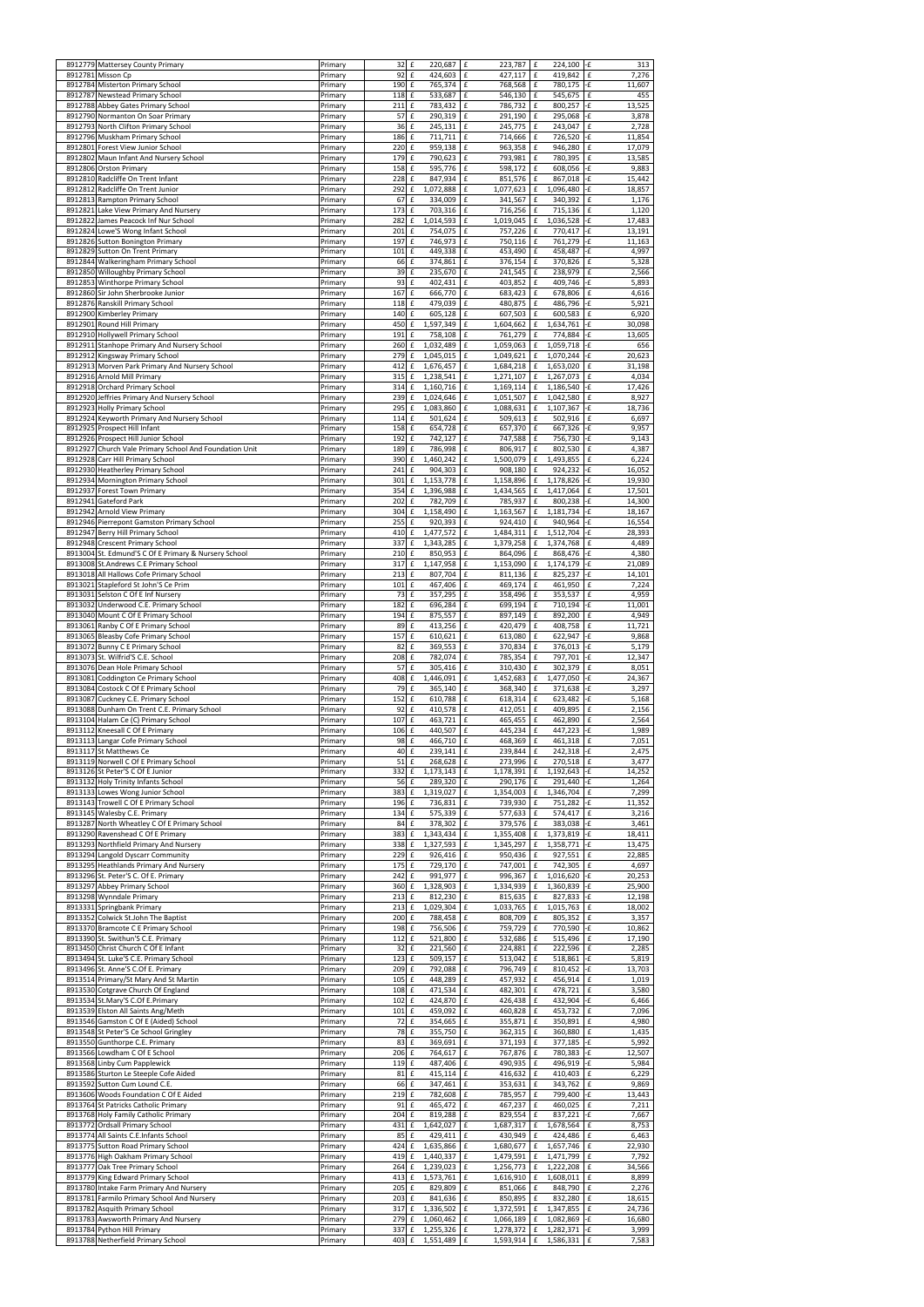| | | | | | | | | |
|---|---|---|---|---|---|---|---|---|
| 8912779 | Mattersey County Primary | Primary | 32 | £ 220,687 | £ 223,787 | £ 224,100 | -£ | 313 |
| 8912781 | Misson Cp | Primary | 92 | £ 424,603 | £ 427,117 | £ 419,842 | £ | 7,276 |
| 8912784 | Misterton Primary School | Primary | 190 | £ 765,374 | £ 768,568 | £ 780,175 | -£ | 11,607 |
| 8912787 | Newstead Primary School | Primary | 118 | £ 533,687 | £ 546,130 | £ 545,675 | £ | 455 |
| 8912788 | Abbey Gates Primary School | Primary | 211 | £ 783,432 | £ 786,732 | £ 800,257 | -£ | 13,525 |
| 8912790 | Normanton On Soar Primary | Primary | 57 | £ 290,319 | £ 291,190 | £ 295,068 | -£ | 3,878 |
| 8912793 | North Clifton Primary School | Primary | 36 | £ 245,131 | £ 245,775 | £ 243,047 | £ | 2,728 |
| 8912796 | Muskham Primary School | Primary | 186 | £ 711,711 | £ 714,666 | £ 726,520 | -£ | 11,854 |
| 8912801 | Forest View Junior School | Primary | 220 | £ 959,138 | £ 963,358 | £ 946,280 | £ | 17,079 |
| 8912802 | Maun Infant And Nursery School | Primary | 179 | £ 790,623 | £ 793,981 | £ 780,395 | £ | 13,585 |
| 8912806 | Orston Primary | Primary | 158 | £ 595,776 | £ 598,172 | £ 608,056 | -£ | 9,883 |
| 8912810 | Radcliffe On Trent Infant | Primary | 228 | £ 847,934 | £ 851,576 | £ 867,018 | -£ | 15,442 |
| 8912812 | Radcliffe On Trent Junior | Primary | 292 | £ 1,072,888 | £ 1,077,623 | £ 1,096,480 | -£ | 18,857 |
| 8912813 | Rampton Primary School | Primary | 67 | £ 334,009 | £ 341,567 | £ 340,392 | £ | 1,176 |
| 8912821 | Lake View Primary And Nursery | Primary | 173 | £ 703,316 | £ 716,256 | £ 715,136 | £ | 1,120 |
| 8912822 | James Peacock Inf Nur School | Primary | 282 | £ 1,014,593 | £ 1,019,045 | £ 1,036,528 | -£ | 17,483 |
| 8912824 | Lowe'S Wong Infant School | Primary | 201 | £ 754,075 | £ 757,226 | £ 770,417 | -£ | 13,191 |
| 8912826 | Sutton Bonington Primary | Primary | 197 | £ 746,973 | £ 750,116 | £ 761,279 | -£ | 11,163 |
| 8912829 | Sutton On Trent Primary | Primary | 101 | £ 449,338 | £ 453,490 | £ 458,487 | -£ | 4,997 |
| 8912844 | Walkeringham Primary School | Primary | 66 | £ 374,861 | £ 376,154 | £ 370,826 | £ | 5,328 |
| 8912850 | Willoughby Primary School | Primary | 39 | £ 235,670 | £ 241,545 | £ 238,979 | £ | 2,566 |
| 8912853 | Winthorpe Primary School | Primary | 93 | £ 402,431 | £ 403,852 | £ 409,746 | -£ | 5,893 |
| 8912860 | Sir John Sherbrooke Junior | Primary | 167 | £ 666,770 | £ 683,423 | £ 678,806 | £ | 4,616 |
| 8912876 | Ranskill Primary School | Primary | 118 | £ 479,039 | £ 480,875 | £ 486,796 | -£ | 5,921 |
| 8912900 | Kimberley Primary | Primary | 140 | £ 605,128 | £ 607,503 | £ 600,583 | £ | 6,920 |
| 8912901 | Round Hill Primary | Primary | 450 | £ 1,597,349 | £ 1,604,662 | £ 1,634,761 | -£ | 30,098 |
| 8912910 | Hollywell Primary School | Primary | 191 | £ 758,108 | £ 761,279 | £ 774,884 | -£ | 13,605 |
| 8912911 | Stanhope Primary And Nursery School | Primary | 260 | £ 1,032,489 | £ 1,059,063 | £ 1,059,718 | -£ | 656 |
| 8912912 | Kingsway Primary School | Primary | 279 | £ 1,045,015 | £ 1,049,621 | £ 1,070,244 | -£ | 20,623 |
| 8912913 | Morven Park Primary And Nursery School | Primary | 412 | £ 1,676,457 | £ 1,684,218 | £ 1,653,020 | £ | 31,198 |
| 8912916 | Arnold Mill Primary | Primary | 315 | £ 1,238,541 | £ 1,271,107 | £ 1,267,073 | £ | 4,034 |
| 8912918 | Orchard Primary School | Primary | 314 | £ 1,160,716 | £ 1,169,114 | £ 1,186,540 | -£ | 17,426 |
| 8912920 | Jeffries Primary And Nursery School | Primary | 239 | £ 1,024,646 | £ 1,051,507 | £ 1,042,580 | £ | 8,927 |
| 8912923 | Holly Primary School | Primary | 295 | £ 1,083,860 | £ 1,088,631 | £ 1,107,367 | -£ | 18,736 |
| 8912924 | Keyworth Primary And Nursery School | Primary | 114 | £ 501,624 | £ 509,613 | £ 502,916 | £ | 6,697 |
| 8912925 | Prospect Hill Infant | Primary | 158 | £ 654,728 | £ 657,370 | £ 667,326 | -£ | 9,957 |
| 8912926 | Prospect Hill Junior School | Primary | 192 | £ 742,127 | £ 747,588 | £ 756,730 | -£ | 9,143 |
| 8912927 | Church Vale Primary School And Foundation Unit | Primary | 189 | £ 786,998 | £ 806,917 | £ 802,530 | £ | 4,387 |
| 8912928 | Carr Hill Primary School | Primary | 390 | £ 1,460,242 | £ 1,500,079 | £ 1,493,855 | £ | 6,224 |
| 8912930 | Heatherley Primary School | Primary | 241 | £ 904,303 | £ 908,180 | £ 924,232 | -£ | 16,052 |
| 8912934 | Mornington Primary School | Primary | 301 | £ 1,153,778 | £ 1,158,896 | £ 1,178,826 | -£ | 19,930 |
| 8912937 | Forest Town Primary | Primary | 354 | £ 1,396,988 | £ 1,434,565 | £ 1,417,064 | £ | 17,501 |
| 8912941 | Gateford Park | Primary | 202 | £ 782,709 | £ 785,937 | £ 800,238 | -£ | 14,300 |
| 8912942 | Arnold View Primary | Primary | 304 | £ 1,158,490 | £ 1,163,567 | £ 1,181,734 | -£ | 18,167 |
| 8912946 | Pierrepont Gamston Primary School | Primary | 255 | £ 920,393 | £ 924,410 | £ 940,964 | -£ | 16,554 |
| 8912947 | Berry Hill Primary School | Primary | 410 | £ 1,477,572 | £ 1,484,311 | £ 1,512,704 | -£ | 28,393 |
| 8912948 | Crescent Primary School | Primary | 337 | £ 1,343,285 | £ 1,379,258 | £ 1,374,768 | £ | 4,489 |
| 8913004 | St. Edmund'S C Of E Primary & Nursery School | Primary | 210 | £ 850,953 | £ 864,096 | £ 868,476 | -£ | 4,380 |
| 8913008 | St.Andrews C.E Primary School | Primary | 317 | £ 1,147,958 | £ 1,153,090 | £ 1,174,179 | -£ | 21,089 |
| 8913018 | All Hallows Cofe Primary School | Primary | 213 | £ 807,704 | £ 811,136 | £ 825,237 | -£ | 14,101 |
| 8913021 | Stapleford St John'S Ce Prim | Primary | 101 | £ 467,406 | £ 469,174 | £ 461,950 | £ | 7,224 |
| 8913031 | Selston C Of E Inf Nursery | Primary | 73 | £ 357,295 | £ 358,496 | £ 353,537 | £ | 4,959 |
| 8913032 | Underwood C.E. Primary School | Primary | 182 | £ 696,284 | £ 699,194 | £ 710,194 | -£ | 11,001 |
| 8913040 | Mount C Of E Primary School | Primary | 194 | £ 875,557 | £ 897,149 | £ 892,200 | £ | 4,949 |
| 8913061 | Ranby C Of E Primary School | Primary | 89 | £ 413,256 | £ 420,479 | £ 408,758 | £ | 11,721 |
| 8913065 | Bleasby Cofe Primary School | Primary | 157 | £ 610,621 | £ 613,080 | £ 622,947 | -£ | 9,868 |
| 8913072 | Bunny C E Primary School | Primary | 82 | £ 369,553 | £ 370,834 | £ 376,013 | -£ | 5,179 |
| 8913073 | St. Wilfrid'S C.E. School | Primary | 208 | £ 782,074 | £ 785,354 | £ 797,701 | -£ | 12,347 |
| 8913076 | Dean Hole Primary School | Primary | 57 | £ 305,416 | £ 310,430 | £ 302,379 | £ | 8,051 |
| 8913081 | Coddington Ce Primary School | Primary | 408 | £ 1,446,091 | £ 1,452,683 | £ 1,477,050 | -£ | 24,367 |
| 8913084 | Costock C Of E Primary School | Primary | 79 | £ 365,140 | £ 368,340 | £ 371,638 | -£ | 3,297 |
| 8913087 | Cuckney C.E. Primary School | Primary | 152 | £ 610,788 | £ 618,314 | £ 623,482 | -£ | 5,168 |
| 8913088 | Dunham On Trent C.E. Primary School | Primary | 92 | £ 410,578 | £ 412,051 | £ 409,895 | £ | 2,156 |
| 8913104 | Halam Ce (C) Primary School | Primary | 107 | £ 463,721 | £ 465,455 | £ 462,890 | £ | 2,564 |
| 8913112 | Kneesall C Of E Primary | Primary | 106 | £ 440,507 | £ 445,234 | £ 447,223 | -£ | 1,989 |
| 8913113 | Langar Cofe Primary School | Primary | 98 | £ 466,710 | £ 468,369 | £ 461,318 | £ | 7,051 |
| 8913117 | St Matthews Ce | Primary | 40 | £ 239,141 | £ 239,844 | £ 242,318 | -£ | 2,475 |
| 8913119 | Norwell C Of E Primary School | Primary | 51 | £ 268,628 | £ 273,996 | £ 270,518 | £ | 3,477 |
| 8913126 | St Peter'S C Of E Junior | Primary | 332 | £ 1,173,143 | £ 1,178,391 | £ 1,192,643 | -£ | 14,252 |
| 8913132 | Holy Trinity Infants School | Primary | 56 | £ 289,320 | £ 290,176 | £ 291,440 | -£ | 1,264 |
| 8913133 | Lowes Wong Junior School | Primary | 383 | £ 1,319,027 | £ 1,354,003 | £ 1,346,704 | £ | 7,299 |
| 8913143 | Trowell C Of E Primary School | Primary | 196 | £ 736,831 | £ 739,930 | £ 751,282 | -£ | 11,352 |
| 8913145 | Walesby C.E. Primary | Primary | 134 | £ 575,339 | £ 577,633 | £ 574,417 | £ | 3,216 |
| 8913287 | North Wheatley C Of E Primary School | Primary | 84 | £ 378,302 | £ 379,576 | £ 383,038 | -£ | 3,461 |
| 8913290 | Ravenshead C Of E Primary | Primary | 383 | £ 1,343,434 | £ 1,355,408 | £ 1,373,819 | -£ | 18,411 |
| 8913293 | Northfield Primary And Nursery | Primary | 338 | £ 1,327,593 | £ 1,345,297 | £ 1,358,771 | -£ | 13,475 |
| 8913294 | Langold Dyscarr Community | Primary | 229 | £ 926,416 | £ 950,436 | £ 927,551 | £ | 22,885 |
| 8913295 | Heathlands Primary And Nursery | Primary | 175 | £ 729,170 | £ 747,001 | £ 742,305 | £ | 4,697 |
| 8913296 | St. Peter'S C. Of E. Primary | Primary | 242 | £ 991,977 | £ 996,367 | £ 1,016,620 | -£ | 20,253 |
| 8913297 | Abbey Primary School | Primary | 360 | £ 1,328,903 | £ 1,334,939 | £ 1,360,839 | -£ | 25,900 |
| 8913298 | Wynndale Primary | Primary | 213 | £ 812,230 | £ 815,635 | £ 827,833 | -£ | 12,198 |
| 8913331 | Springbank Primary | Primary | 213 | £ 1,029,304 | £ 1,033,765 | £ 1,015,763 | £ | 18,002 |
| 8913352 | Colwick St.John The Baptist | Primary | 200 | £ 788,458 | £ 808,709 | £ 805,352 | £ | 3,357 |
| 8913370 | Bramcote C E Primary School | Primary | 198 | £ 756,506 | £ 759,729 | £ 770,590 | -£ | 10,862 |
| 8913390 | St. Swithun'S C.E. Primary | Primary | 112 | £ 521,800 | £ 532,686 | £ 515,496 | £ | 17,190 |
| 8913450 | Christ Church C Of E Infant | Primary | 32 | £ 221,560 | £ 224,881 | £ 222,596 | £ | 2,285 |
| 8913494 | St. Luke'S C.E. Primary School | Primary | 123 | £ 509,157 | £ 513,042 | £ 518,861 | -£ | 5,819 |
| 8913496 | St. Anne'S C.Of E. Primary | Primary | 209 | £ 792,088 | £ 796,749 | £ 810,452 | -£ | 13,703 |
| 8913514 | Primary/St Mary And St Martin | Primary | 105 | £ 448,289 | £ 457,932 | £ 456,914 | £ | 1,019 |
| 8913530 | Cotgrave Church Of England | Primary | 108 | £ 471,534 | £ 482,301 | £ 478,721 | £ | 3,580 |
| 8913534 | St.Mary'S C.Of E.Primary | Primary | 102 | £ 424,870 | £ 426,438 | £ 432,904 | -£ | 6,466 |
| 8913539 | Elston All Saints Ang/Meth | Primary | 101 | £ 459,092 | £ 460,828 | £ 453,732 | £ | 7,096 |
| 8913546 | Gamston C Of E (Aided) School | Primary | 72 | £ 354,665 | £ 355,871 | £ 350,891 | £ | 4,980 |
| 8913548 | St Peter'S Ce School Gringley | Primary | 78 | £ 355,750 | £ 362,315 | £ 360,880 | £ | 1,435 |
| 8913550 | Gunthorpe C.E. Primary | Primary | 83 | £ 369,691 | £ 371,193 | £ 377,185 | -£ | 5,992 |
| 8913566 | Lowdham C Of E School | Primary | 206 | £ 764,617 | £ 767,876 | £ 780,383 | -£ | 12,507 |
| 8913568 | Linby Cum Papplewick | Primary | 119 | £ 487,406 | £ 490,935 | £ 496,919 | -£ | 5,984 |
| 8913586 | Sturton Le Steeple Cofe Aided | Primary | 81 | £ 415,114 | £ 416,632 | £ 410,403 | £ | 6,229 |
| 8913592 | Sutton Cum Lound C.E. | Primary | 66 | £ 347,461 | £ 353,631 | £ 343,762 | £ | 9,869 |
| 8913606 | Woods Foundation C Of E Aided | Primary | 219 | £ 782,608 | £ 785,957 | £ 799,400 | -£ | 13,443 |
| 8913764 | St Patricks Catholic Primary | Primary | 91 | £ 465,472 | £ 467,237 | £ 460,025 | £ | 7,211 |
| 8913768 | Holy Family Catholic Primary | Primary | 204 | £ 819,288 | £ 829,554 | £ 837,221 | -£ | 7,667 |
| 8913772 | Ordsall Primary School | Primary | 431 | £ 1,642,027 | £ 1,687,317 | £ 1,678,564 | £ | 8,753 |
| 8913774 | All Saints C.E.Infants School | Primary | 85 | £ 429,411 | £ 430,949 | £ 424,486 | £ | 6,463 |
| 8913775 | Sutton Road Primary School | Primary | 424 | £ 1,635,866 | £ 1,680,677 | £ 1,657,746 | £ | 22,930 |
| 8913776 | High Oakham Primary School | Primary | 419 | £ 1,440,337 | £ 1,479,591 | £ 1,471,799 | £ | 7,792 |
| 8913777 | Oak Tree Primary School | Primary | 264 | £ 1,239,023 | £ 1,256,773 | £ 1,222,208 | £ | 34,566 |
| 8913779 | King Edward Primary School | Primary | 413 | £ 1,573,761 | £ 1,616,910 | £ 1,608,011 | £ | 8,899 |
| 8913780 | Intake Farm Primary And Nursery | Primary | 205 | £ 829,809 | £ 851,066 | £ 848,790 | £ | 2,276 |
| 8913781 | Farmilo Primary School And Nursery | Primary | 203 | £ 841,636 | £ 850,895 | £ 832,280 | £ | 18,615 |
| 8913782 | Asquith Primary School | Primary | 317 | £ 1,336,502 | £ 1,372,591 | £ 1,347,855 | £ | 24,736 |
| 8913783 | Awsworth Primary And Nursery | Primary | 279 | £ 1,060,462 | £ 1,066,189 | £ 1,082,869 | -£ | 16,680 |
| 8913784 | Python Hill Primary | Primary | 337 | £ 1,255,326 | £ 1,278,372 | £ 1,282,371 | -£ | 3,999 |
| 8913788 | Netherfield Primary School | Primary | 403 | £ 1,551,489 | £ 1,593,914 | £ 1,586,331 | £ | 7,583 |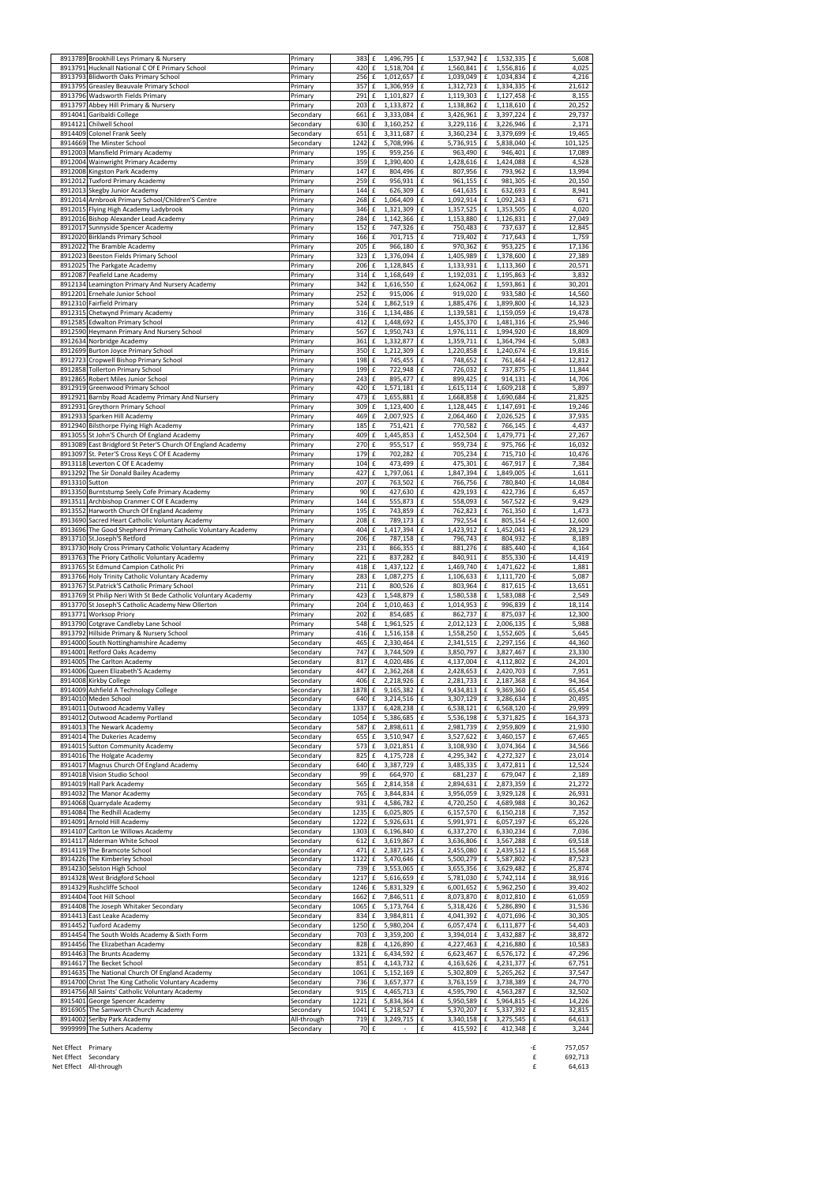| | | | | | | | |
|---|---|---|---|---|---|---|---|
| 8913789 | Brookhill Leys Primary & Nursery | Primary | 383 | £ 1,496,795 | £ 1,537,942 | £ 1,532,335 | £ 5,608 |
| 8913791 | Hucknall National C Of E Primary School | Primary | 420 | £ 1,518,704 | £ 1,560,841 | £ 1,556,816 | £ 4,025 |
| 8913793 | Blidworth Oaks Primary School | Primary | 256 | £ 1,012,657 | £ 1,039,049 | £ 1,034,834 | £ 4,216 |
| 8913795 | Greasley Beauvale Primary School | Primary | 357 | £ 1,306,959 | £ 1,312,723 | £ 1,334,335 | -£ 21,612 |
| 8913796 | Wadsworth Fields Primary | Primary | 291 | £ 1,101,827 | £ 1,119,303 | £ 1,127,458 | -£ 8,155 |
| 8913797 | Abbey Hill Primary & Nursery | Primary | 203 | £ 1,133,872 | £ 1,138,862 | £ 1,118,610 | £ 20,252 |
| 8914041 | Garibaldi College | Secondary | 661 | £ 3,333,084 | £ 3,426,961 | £ 3,397,224 | £ 29,737 |
| 8914121 | Chilwell School | Secondary | 630 | £ 3,160,252 | £ 3,229,116 | £ 3,226,946 | £ 2,171 |
| 8914409 | Colonel Frank Seely | Secondary | 651 | £ 3,311,687 | £ 3,360,234 | £ 3,379,699 | -£ 19,465 |
| 8914669 | The Minster School | Secondary | 1242 | £ 5,708,996 | £ 5,736,915 | £ 5,838,040 | -£ 101,125 |
| 8912003 | Mansfield Primary Academy | Primary | 195 | £ 959,256 | £ 963,490 | £ 946,401 | £ 17,089 |
| 8912004 | Wainwright Primary Academy | Primary | 359 | £ 1,390,400 | £ 1,428,616 | £ 1,424,088 | £ 4,528 |
| 8912008 | Kingston Park Academy | Primary | 147 | £ 804,496 | £ 807,956 | £ 793,962 | £ 13,994 |
| 8912012 | Tuxford Primary Academy | Primary | 259 | £ 956,931 | £ 961,155 | £ 981,305 | -£ 20,150 |
| 8912013 | Skegby Junior Academy | Primary | 144 | £ 626,309 | £ 641,635 | £ 632,693 | £ 8,941 |
| 8912014 | Arnbrook Primary School/Children'S Centre | Primary | 268 | £ 1,064,409 | £ 1,092,914 | £ 1,092,243 | £ 671 |
| 8912015 | Flying High Academy Ladybrook | Primary | 346 | £ 1,321,309 | £ 1,357,525 | £ 1,353,505 | £ 4,020 |
| 8912016 | Bishop Alexander Lead Academy | Primary | 284 | £ 1,142,366 | £ 1,153,880 | £ 1,126,831 | £ 27,049 |
| 8912017 | Sunnyside Spencer Academy | Primary | 152 | £ 747,326 | £ 750,483 | £ 737,637 | £ 12,845 |
| 8912020 | Birklands Primary School | Primary | 166 | £ 701,715 | £ 719,402 | £ 717,643 | £ 1,759 |
| 8912022 | The Bramble Academy | Primary | 205 | £ 966,180 | £ 970,362 | £ 953,225 | £ 17,136 |
| 8912023 | Beeston Fields Primary School | Primary | 323 | £ 1,376,094 | £ 1,405,989 | £ 1,378,600 | £ 27,389 |
| 8912025 | The Parkgate Academy | Primary | 206 | £ 1,128,845 | £ 1,133,931 | £ 1,113,360 | £ 20,571 |
| 8912087 | Peafield Lane Academy | Primary | 314 | £ 1,168,649 | £ 1,192,031 | £ 1,195,863 | -£ 3,832 |
| 8912134 | Leamington Primary And Nursery Academy | Primary | 342 | £ 1,616,550 | £ 1,624,062 | £ 1,593,861 | £ 30,201 |
| 8912201 | Ernehale Junior School | Primary | 252 | £ 915,006 | £ 919,020 | £ 933,580 | -£ 14,560 |
| 8912310 | Fairfield Primary | Primary | 524 | £ 1,862,519 | £ 1,885,476 | £ 1,899,800 | -£ 14,323 |
| 8912315 | Chetwynd Primary Academy | Primary | 316 | £ 1,134,486 | £ 1,139,581 | £ 1,159,059 | -£ 19,478 |
| 8912585 | Edwalton Primary School | Primary | 412 | £ 1,448,692 | £ 1,455,370 | £ 1,481,316 | -£ 25,946 |
| 8912590 | Heymann Primary And Nursery School | Primary | 567 | £ 1,950,743 | £ 1,976,111 | £ 1,994,920 | -£ 18,809 |
| 8912634 | Norbridge Academy | Primary | 361 | £ 1,332,877 | £ 1,359,711 | £ 1,364,794 | -£ 5,083 |
| 8912699 | Burton Joyce Primary School | Primary | 350 | £ 1,212,309 | £ 1,220,858 | £ 1,240,674 | -£ 19,816 |
| 8912723 | Cropwell Bishop Primary School | Primary | 198 | £ 745,455 | £ 748,652 | £ 761,464 | -£ 12,812 |
| 8912858 | Tollerton Primary School | Primary | 199 | £ 722,948 | £ 726,032 | £ 737,875 | -£ 11,844 |
| 8912865 | Robert Miles Junior School | Primary | 243 | £ 895,477 | £ 899,425 | £ 914,131 | -£ 14,706 |
| 8912919 | Greenwood Primary School | Primary | 420 | £ 1,571,181 | £ 1,615,114 | £ 1,609,218 | £ 5,897 |
| 8912921 | Barnby Road Academy Primary And Nursery | Primary | 473 | £ 1,655,881 | £ 1,668,858 | £ 1,690,684 | -£ 21,825 |
| 8912931 | Greythorn Primary School | Primary | 309 | £ 1,123,400 | £ 1,128,445 | £ 1,147,691 | -£ 19,246 |
| 8912933 | Sparken Hill Academy | Primary | 469 | £ 2,007,925 | £ 2,064,460 | £ 2,026,525 | £ 37,935 |
| 8912940 | Bilsthorpe Flying High Academy | Primary | 185 | £ 751,421 | £ 770,582 | £ 766,145 | £ 4,437 |
| 8913055 | St John'S Church Of England Academy | Primary | 409 | £ 1,445,853 | £ 1,452,504 | £ 1,479,771 | -£ 27,267 |
| 8913089 | East Bridgford St Peter'S Church Of England Academy | Primary | 270 | £ 955,517 | £ 959,734 | £ 975,766 | -£ 16,032 |
| 8913097 | St. Peter'S Cross Keys C Of E Academy | Primary | 179 | £ 702,282 | £ 705,234 | £ 715,710 | -£ 10,476 |
| 8913118 | Leverton C Of E Academy | Primary | 104 | £ 473,499 | £ 475,301 | £ 467,917 | £ 7,384 |
| 8913292 | The Sir Donald Bailey Academy | Primary | 427 | £ 1,797,061 | £ 1,847,394 | £ 1,849,005 | -£ 1,611 |
| 8913310 | Sutton | Primary | 207 | £ 763,502 | £ 766,756 | £ 780,840 | -£ 14,084 |
| 8913350 | Burntstump Seely Cofe Primary Academy | Primary | 90 | £ 427,630 | £ 429,193 | £ 422,736 | £ 6,457 |
| 8913511 | Archbishop Cranmer C Of E Academy | Primary | 144 | £ 555,873 | £ 558,093 | £ 567,522 | -£ 9,429 |
| 8913552 | Harworth Church Of England Academy | Primary | 195 | £ 743,859 | £ 762,823 | £ 761,350 | £ 1,473 |
| 8913690 | Sacred Heart Catholic Voluntary Academy | Primary | 208 | £ 789,173 | £ 792,554 | £ 805,154 | -£ 12,600 |
| 8913696 | The Good Shepherd Primary Catholic Voluntary Academy | Primary | 404 | £ 1,417,394 | £ 1,423,912 | £ 1,452,041 | -£ 28,129 |
| 8913710 | St.Joseph'S Retford | Primary | 206 | £ 787,158 | £ 796,743 | £ 804,932 | -£ 8,189 |
| 8913730 | Holy Cross Primary Catholic Voluntary Academy | Primary | 231 | £ 866,355 | £ 881,276 | £ 885,440 | -£ 4,164 |
| 8913763 | The Priory Catholic Voluntary Academy | Primary | 221 | £ 837,282 | £ 840,911 | £ 855,330 | -£ 14,419 |
| 8913765 | St Edmund Campion Catholic Pri | Primary | 418 | £ 1,437,122 | £ 1,469,740 | £ 1,471,622 | -£ 1,881 |
| 8913766 | Holy Trinity Catholic Voluntary Academy | Primary | 283 | £ 1,087,275 | £ 1,106,633 | £ 1,111,720 | -£ 5,087 |
| 8913767 | St.Patrick'S Catholic Primary School | Primary | 211 | £ 800,526 | £ 803,964 | £ 817,615 | -£ 13,651 |
| 8913769 | St Philip Neri With St Bede Catholic Voluntary Academy | Primary | 423 | £ 1,548,879 | £ 1,580,538 | £ 1,583,088 | -£ 2,549 |
| 8913770 | St Joseph'S Catholic Academy New Ollerton | Primary | 204 | £ 1,010,463 | £ 1,014,953 | £ 996,839 | £ 18,114 |
| 8913771 | Worksop Priory | Primary | 202 | £ 854,685 | £ 862,737 | £ 875,037 | -£ 12,300 |
| 8913790 | Cotgrave Candleby Lane School | Primary | 548 | £ 1,961,525 | £ 2,012,123 | £ 2,006,135 | £ 5,988 |
| 8913792 | Hillside Primary & Nursery School | Primary | 416 | £ 1,516,158 | £ 1,558,250 | £ 1,552,605 | £ 5,645 |
| 8914000 | South Nottinghamshire Academy | Secondary | 465 | £ 2,330,464 | £ 2,341,515 | £ 2,297,156 | £ 44,360 |
| 8914001 | Retford Oaks Academy | Secondary | 747 | £ 3,744,509 | £ 3,850,797 | £ 3,827,467 | £ 23,330 |
| 8914005 | The Carlton Academy | Secondary | 817 | £ 4,020,486 | £ 4,137,004 | £ 4,112,802 | £ 24,201 |
| 8914006 | Queen Elizabeth'S Academy | Secondary | 447 | £ 2,362,268 | £ 2,428,653 | £ 2,420,703 | £ 7,951 |
| 8914008 | Kirkby College | Secondary | 406 | £ 2,218,926 | £ 2,281,733 | £ 2,187,368 | £ 94,364 |
| 8914009 | Ashfield A Technology College | Secondary | 1878 | £ 9,165,382 | £ 9,434,813 | £ 9,369,360 | £ 65,454 |
| 8914010 | Meden School | Secondary | 640 | £ 3,214,516 | £ 3,307,129 | £ 3,286,634 | £ 20,495 |
| 8914011 | Outwood Academy Valley | Secondary | 1337 | £ 6,428,238 | £ 6,538,121 | £ 6,568,120 | -£ 29,999 |
| 8914012 | Outwood Academy Portland | Secondary | 1054 | £ 5,386,685 | £ 5,536,198 | £ 5,371,825 | £ 164,373 |
| 8914013 | The Newark Academy | Secondary | 587 | £ 2,898,611 | £ 2,981,739 | £ 2,959,809 | £ 21,930 |
| 8914014 | The Dukeries Academy | Secondary | 655 | £ 3,510,947 | £ 3,527,622 | £ 3,460,157 | £ 67,465 |
| 8914015 | Sutton Community Academy | Secondary | 573 | £ 3,021,851 | £ 3,108,930 | £ 3,074,364 | £ 34,566 |
| 8914016 | The Holgate Academy | Secondary | 825 | £ 4,175,728 | £ 4,295,342 | £ 4,272,327 | £ 23,014 |
| 8914017 | Magnus Church Of England Academy | Secondary | 640 | £ 3,387,729 | £ 3,485,335 | £ 3,472,811 | £ 12,524 |
| 8914018 | Vision Studio School | Secondary | 99 | £ 664,970 | £ 681,237 | £ 679,047 | £ 2,189 |
| 8914019 | Hall Park Academy | Secondary | 565 | £ 2,814,358 | £ 2,894,631 | £ 2,873,359 | £ 21,272 |
| 8914032 | The Manor Academy | Secondary | 765 | £ 3,844,834 | £ 3,956,059 | £ 3,929,128 | £ 26,931 |
| 8914068 | Quarrydale Academy | Secondary | 931 | £ 4,586,782 | £ 4,720,250 | £ 4,689,988 | £ 30,262 |
| 8914084 | The Redhill Academy | Secondary | 1235 | £ 6,025,805 | £ 6,157,570 | £ 6,150,218 | £ 7,352 |
| 8914091 | Arnold Hill Academy | Secondary | 1222 | £ 5,926,631 | £ 5,991,971 | £ 6,057,197 | -£ 65,226 |
| 8914107 | Carlton Le Willows Academy | Secondary | 1303 | £ 6,196,840 | £ 6,337,270 | £ 6,330,234 | £ 7,036 |
| 8914117 | Alderman White School | Secondary | 612 | £ 3,619,867 | £ 3,636,806 | £ 3,567,288 | £ 69,518 |
| 8914119 | The Bramcote School | Secondary | 471 | £ 2,387,125 | £ 2,455,080 | £ 2,439,512 | £ 15,568 |
| 8914226 | The Kimberley School | Secondary | 1122 | £ 5,470,646 | £ 5,500,279 | £ 5,587,802 | -£ 87,523 |
| 8914230 | Selston High School | Secondary | 739 | £ 3,553,065 | £ 3,655,356 | £ 3,629,482 | £ 25,874 |
| 8914328 | West Bridgford School | Secondary | 1217 | £ 5,616,659 | £ 5,781,030 | £ 5,742,114 | £ 38,916 |
| 8914329 | Rushcliffe School | Secondary | 1246 | £ 5,831,329 | £ 6,001,652 | £ 5,962,250 | £ 39,402 |
| 8914404 | Toot Hill School | Secondary | 1662 | £ 7,846,511 | £ 8,073,870 | £ 8,012,810 | £ 61,059 |
| 8914408 | The Joseph Whitaker Secondary | Secondary | 1065 | £ 5,173,764 | £ 5,318,426 | £ 5,286,890 | £ 31,536 |
| 8914413 | East Leake Academy | Secondary | 834 | £ 3,984,811 | £ 4,041,392 | £ 4,071,696 | -£ 30,305 |
| 8914452 | Tuxford Academy | Secondary | 1250 | £ 5,980,204 | £ 6,057,474 | £ 6,111,877 | -£ 54,403 |
| 8914454 | The South Wolds Academy & Sixth Form | Secondary | 703 | £ 3,359,200 | £ 3,394,014 | £ 3,432,887 | -£ 38,872 |
| 8914456 | The Elizabethan Academy | Secondary | 828 | £ 4,126,890 | £ 4,227,463 | £ 4,216,880 | £ 10,583 |
| 8914463 | The Brunts Academy | Secondary | 1321 | £ 6,434,592 | £ 6,623,467 | £ 6,576,172 | £ 47,296 |
| 8914617 | The Becket School | Secondary | 851 | £ 4,143,732 | £ 4,163,626 | £ 4,231,377 | -£ 67,751 |
| 8914635 | The National Church Of England Academy | Secondary | 1061 | £ 5,152,169 | £ 5,302,809 | £ 5,265,262 | £ 37,547 |
| 8914700 | Christ The King Catholic Voluntary Academy | Secondary | 736 | £ 3,657,377 | £ 3,763,159 | £ 3,738,389 | £ 24,770 |
| 8914756 | All Saints' Catholic Voluntary Academy | Secondary | 915 | £ 4,465,713 | £ 4,595,790 | £ 4,563,287 | £ 32,502 |
| 8915401 | George Spencer Academy | Secondary | 1221 | £ 5,834,364 | £ 5,950,589 | £ 5,964,815 | -£ 14,226 |
| 8916905 | The Samworth Church Academy | Secondary | 1041 | £ 5,218,527 | £ 5,370,207 | £ 5,337,392 | £ 32,815 |
| 8914002 | Serlby Park Academy | All-through | 719 | £ 3,249,715 | £ 3,340,158 | £ 3,275,545 | £ 64,613 |
| 9999999 | The Suthers Academy | Secondary | 70 | £ - | £ 415,592 | £ 412,348 | £ 3,244 |

| | | |
|---|---|---|
| Net Effect | Primary | -£ 757,057 |
| Net Effect | Secondary | £ 692,713 |
| Net Effect | All-through | £ 64,613 |